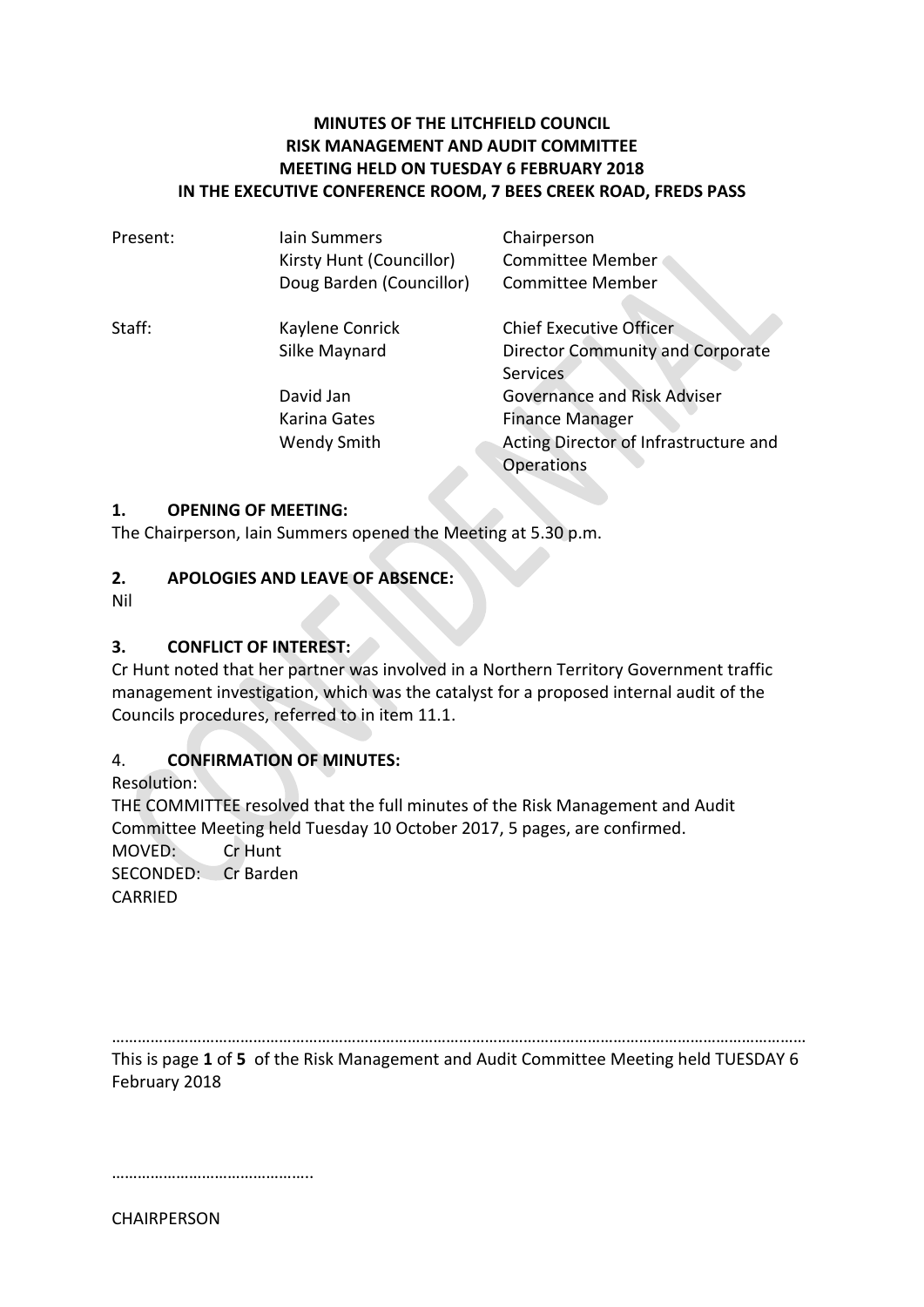**MINUTES OF THE LITCHFIELD COUNCIL**
**RISK MANAGEMENT AND AUDIT COMMITTEE**
**MEETING HELD ON TUESDAY 6 FEBRUARY 2018**
**IN THE EXECUTIVE CONFERENCE ROOM, 7 BEES CREEK ROAD, FREDS PASS**

| | | |
|---|---|---|
| Present: | Iain Summers | Chairperson |
| | Kirsty Hunt (Councillor) | Committee Member |
| | Doug Barden (Councillor) | Committee Member |
| Staff: | Kaylene Conrick | Chief Executive Officer |
| | Silke Maynard | Director Community and Corporate Services |
| | David Jan | Governance and Risk Adviser |
| | Karina Gates | Finance Manager |
| | Wendy Smith | Acting Director of Infrastructure and Operations |

## 1. OPENING OF MEETING:

The Chairperson, Iain Summers opened the Meeting at 5.30 p.m.

## 2. APOLOGIES AND LEAVE OF ABSENCE:

Nil

## 3. CONFLICT OF INTEREST:

Cr Hunt noted that her partner was involved in a Northern Territory Government traffic management investigation, which was the catalyst for a proposed internal audit of the Councils procedures, referred to in item 11.1.

## 4. CONFIRMATION OF MINUTES:

Resolution:
THE COMMITTEE resolved that the full minutes of the Risk Management and Audit Committee Meeting held Tuesday 10 October 2017, 5 pages, are confirmed.

MOVED: Cr Hunt
SECONDED: Cr Barden
CARRIED

………………………………………..

CHAIRPERSON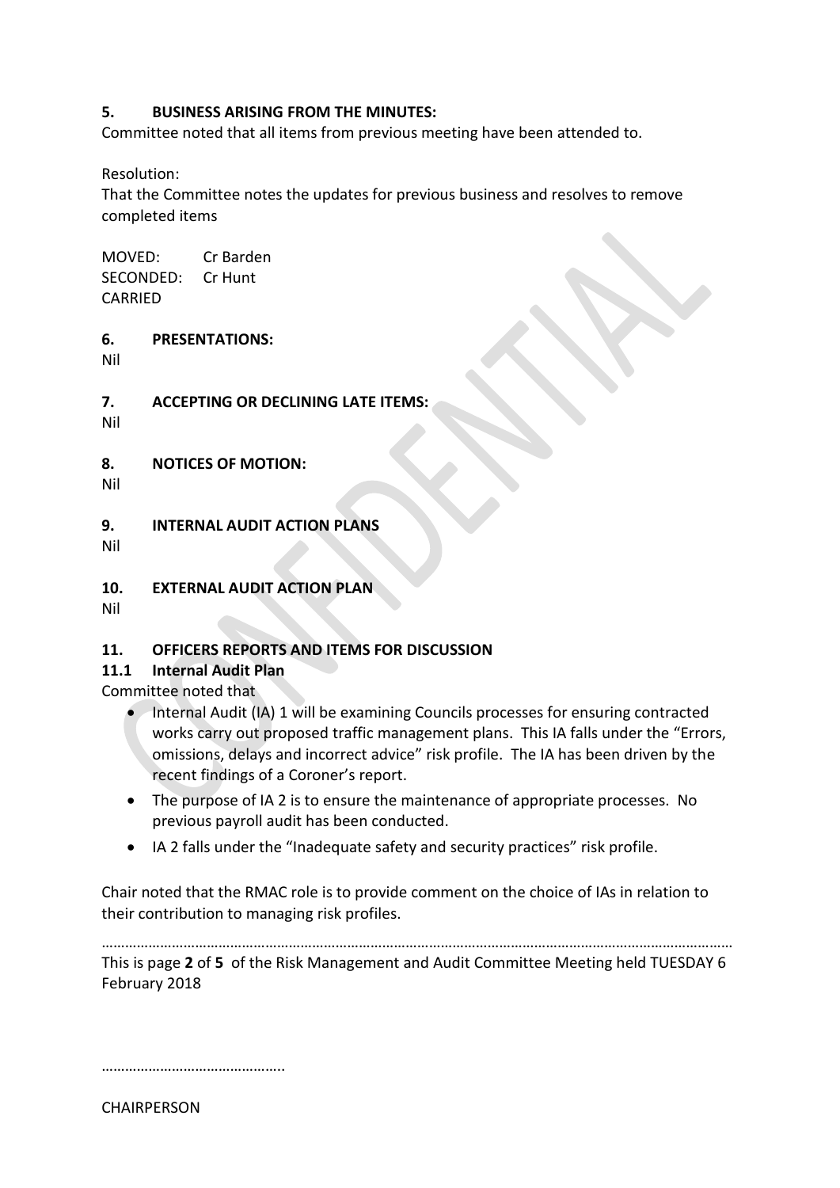**5. BUSINESS ARISING FROM THE MINUTES:**

Committee noted that all items from previous meeting have been attended to.

Resolution:
That the Committee notes the updates for previous business and resolves to remove completed items

MOVED: Cr Barden
SECONDED: Cr Hunt
CARRIED

**6. PRESENTATIONS:**

Nil

**7. ACCEPTING OR DECLINING LATE ITEMS:**

Nil

**8. NOTICES OF MOTION:**

Nil

**9. INTERNAL AUDIT ACTION PLANS**

Nil

**10. EXTERNAL AUDIT ACTION PLAN**

Nil

**11. OFFICERS REPORTS AND ITEMS FOR DISCUSSION**

**11.1 Internal Audit Plan**

Committee noted that

- Internal Audit (IA) 1 will be examining Councils processes for ensuring contracted works carry out proposed traffic management plans. This IA falls under the "Errors, omissions, delays and incorrect advice" risk profile. The IA has been driven by the recent findings of a Coroner's report.
- The purpose of IA 2 is to ensure the maintenance of appropriate processes. No previous payroll audit has been conducted.
- IA 2 falls under the "Inadequate safety and security practices" risk profile.

Chair noted that the RMAC role is to provide comment on the choice of IAs in relation to their contribution to managing risk profiles.

………………………………………………………………………………………………………………………………………

This is page **2** of **5** of the Risk Management and Audit Committee Meeting held TUESDAY 6 February 2018

………………………………………..

CHAIRPERSON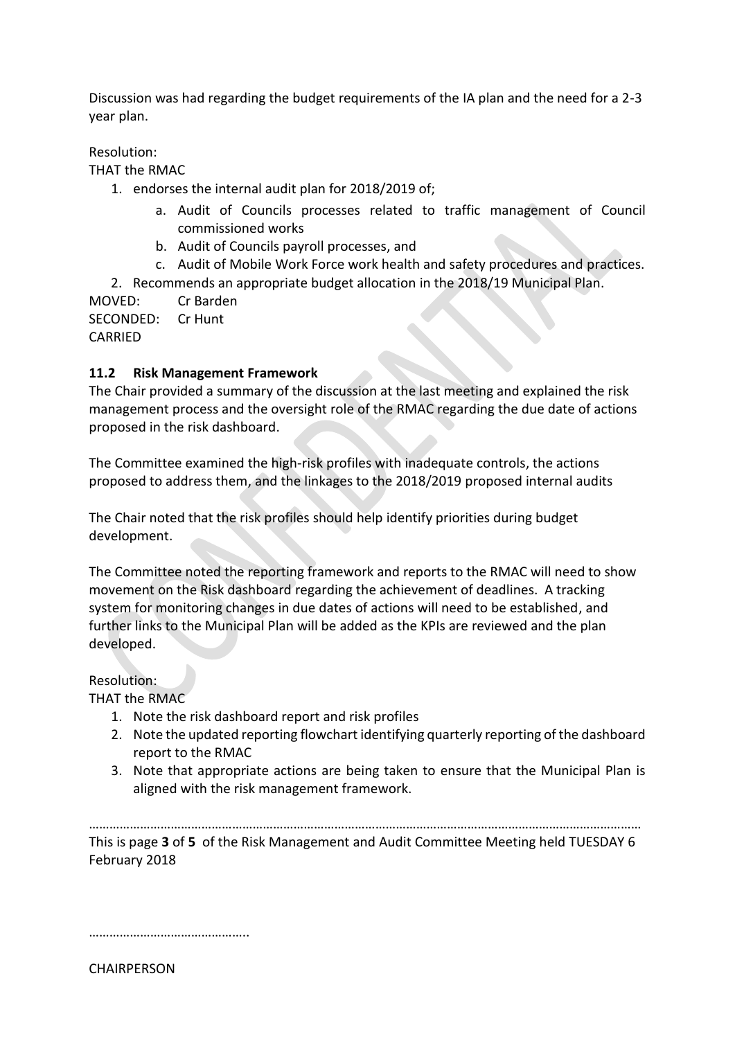Discussion was had regarding the budget requirements of the IA plan and the need for a 2-3 year plan.

Resolution:
THAT the RMAC

1. endorses the internal audit plan for 2018/2019 of;
   a. Audit of Councils processes related to traffic management of Council commissioned works
   b. Audit of Councils payroll processes, and
   c. Audit of Mobile Work Force work health and safety procedures and practices.
2. Recommends an appropriate budget allocation in the 2018/19 Municipal Plan.

MOVED: Cr Barden
SECONDED: Cr Hunt
CARRIED

### 11.2 Risk Management Framework

The Chair provided a summary of the discussion at the last meeting and explained the risk management process and the oversight role of the RMAC regarding the due date of actions proposed in the risk dashboard.

The Committee examined the high-risk profiles with inadequate controls, the actions proposed to address them, and the linkages to the 2018/2019 proposed internal audits

The Chair noted that the risk profiles should help identify priorities during budget development.

The Committee noted the reporting framework and reports to the RMAC will need to show movement on the Risk dashboard regarding the achievement of deadlines. A tracking system for monitoring changes in due dates of actions will need to be established, and further links to the Municipal Plan will be added as the KPIs are reviewed and the plan developed.

Resolution:
THAT the RMAC

1. Note the risk dashboard report and risk profiles
2. Note the updated reporting flowchart identifying quarterly reporting of the dashboard report to the RMAC
3. Note that appropriate actions are being taken to ensure that the Municipal Plan is aligned with the risk management framework.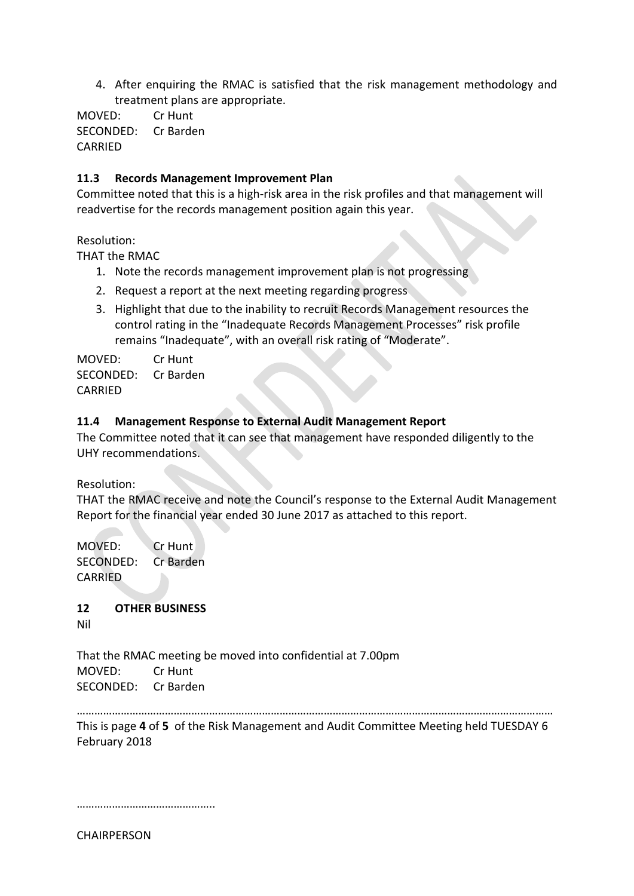4. After enquiring the RMAC is satisfied that the risk management methodology and treatment plans are appropriate.

MOVED: Cr Hunt
SECONDED: Cr Barden
CARRIED

### 11.3 Records Management Improvement Plan

Committee noted that this is a high-risk area in the risk profiles and that management will readvertise for the records management position again this year.

Resolution:
THAT the RMAC

1. Note the records management improvement plan is not progressing
2. Request a report at the next meeting regarding progress
3. Highlight that due to the inability to recruit Records Management resources the control rating in the "Inadequate Records Management Processes" risk profile remains "Inadequate", with an overall risk rating of "Moderate".

MOVED: Cr Hunt
SECONDED: Cr Barden
CARRIED

### 11.4 Management Response to External Audit Management Report

The Committee noted that it can see that management have responded diligently to the UHY recommendations.

Resolution:
THAT the RMAC receive and note the Council's response to the External Audit Management Report for the financial year ended 30 June 2017 as attached to this report.

MOVED: Cr Hunt
SECONDED: Cr Barden
CARRIED

## 12 OTHER BUSINESS

Nil

That the RMAC meeting be moved into confidential at 7.00pm
MOVED: Cr Hunt
SECONDED: Cr Barden

…………………………………………………………………………………………………………………………………………

This is page **4** of **5** of the Risk Management and Audit Committee Meeting held TUESDAY 6 February 2018

………………………………………..

CHAIRPERSON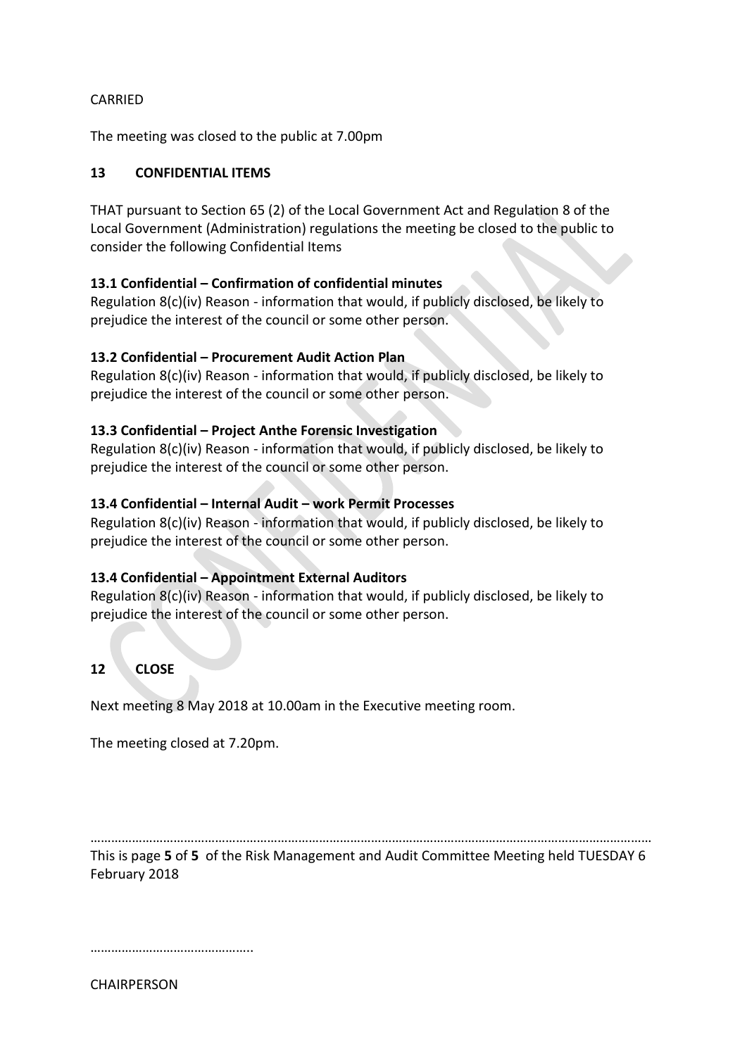CARRIED

The meeting was closed to the public at 7.00pm

## 13 CONFIDENTIAL ITEMS

THAT pursuant to Section 65 (2) of the Local Government Act and Regulation 8 of the Local Government (Administration) regulations the meeting be closed to the public to consider the following Confidential Items

**13.1 Confidential – Confirmation of confidential minutes**
Regulation 8(c)(iv) Reason - information that would, if publicly disclosed, be likely to prejudice the interest of the council or some other person.

**13.2 Confidential – Procurement Audit Action Plan**
Regulation 8(c)(iv) Reason - information that would, if publicly disclosed, be likely to prejudice the interest of the council or some other person.

**13.3 Confidential – Project Anthe Forensic Investigation**
Regulation 8(c)(iv) Reason - information that would, if publicly disclosed, be likely to prejudice the interest of the council or some other person.

**13.4 Confidential – Internal Audit – work Permit Processes**
Regulation 8(c)(iv) Reason - information that would, if publicly disclosed, be likely to prejudice the interest of the council or some other person.

**13.4 Confidential – Appointment External Auditors**
Regulation 8(c)(iv) Reason - information that would, if publicly disclosed, be likely to prejudice the interest of the council or some other person.

## 12 CLOSE

Next meeting 8 May 2018 at 10.00am in the Executive meeting room.

The meeting closed at 7.20pm.

……………………………………………………………………………………………………………………………………………

This is page **5** of **5** of the Risk Management and Audit Committee Meeting held TUESDAY 6 February 2018

………………………………………..

CHAIRPERSON